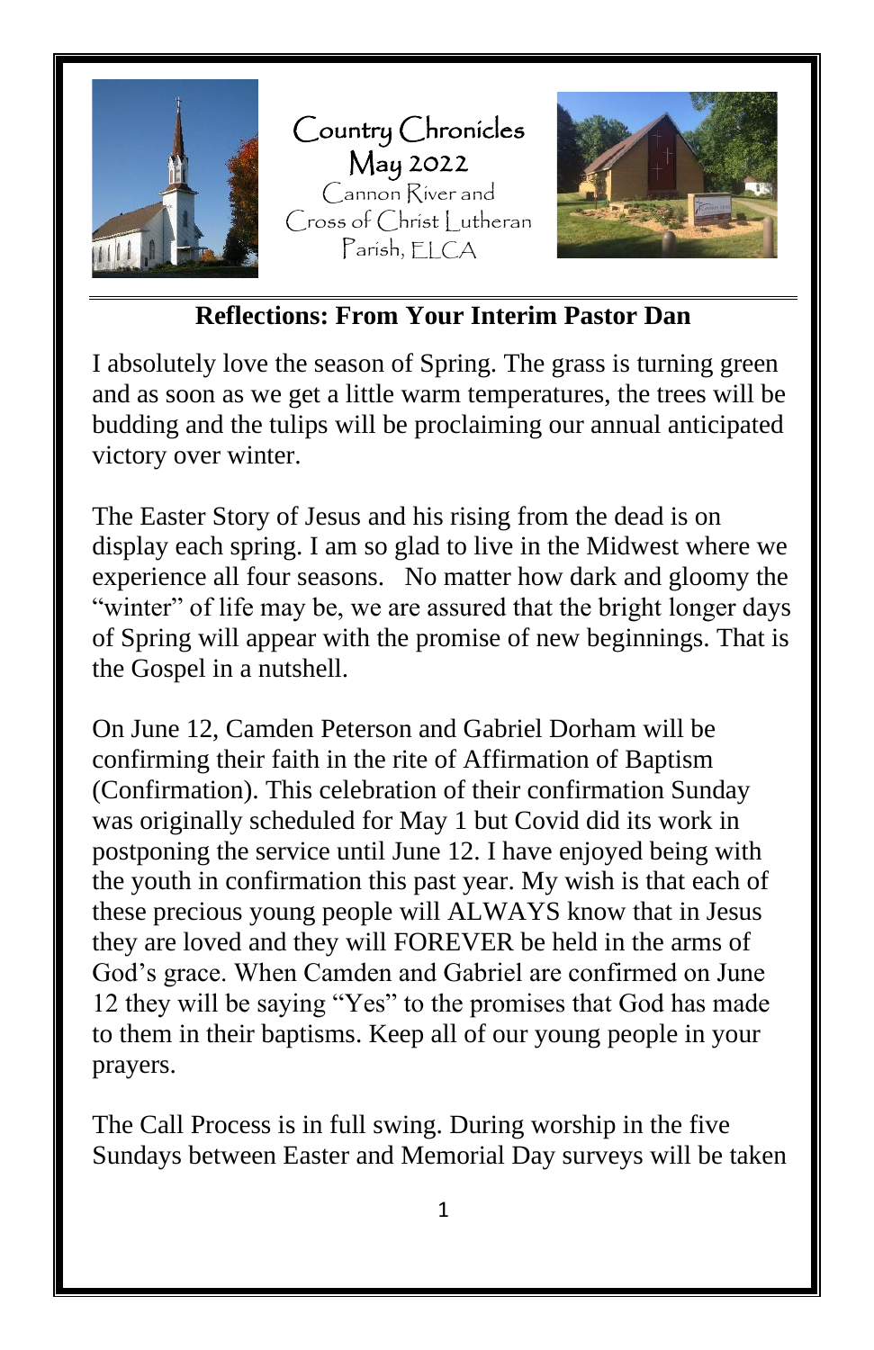# Country Chronicles

May 2022

Cannon River and Cross of Christ Lutheran Parish, ELCA

## Reflections: From Your Interim Pastor Dan

I absolutely love the season of Spring. The grass is turning green and as soon as we get a little warm temperatures, the trees will be budding and the tulips will be proclaiming our annual anticipated victory over winter.

The Easter Story of Jesus and his rising from the dead is on display each spring. I am so glad to live in the Midwest where we experience all four seasons. No matter how dark and gloomy the "winter" of life may be, we are assured that the bright longer days of Spring will appear with the promise of new beginnings. That is the Gospel in a nutshell.

On June 12, Camden Peterson and Gabriel Dorham will be confirming their faith in the rite of Affirmation of Baptism (Confirmation). This celebration of their confirmation Sunday was originally scheduled for May 1 but Covid did its work in postponing the service until June 12. I have enjoyed being with the youth in confirmation this past year. My wish is that each of these precious young people will ALWAYS know that in Jesus they are loved and they will FOREVER be held in the arms of God's grace. When Camden and Gabriel are confirmed on June 12 they will be saying "Yes" to the promises that God has made to them in their baptisms. Keep all of our young people in your prayers.

The Call Process is in full swing. During worship in the five Sundays between Easter and Memorial Day surveys will be taken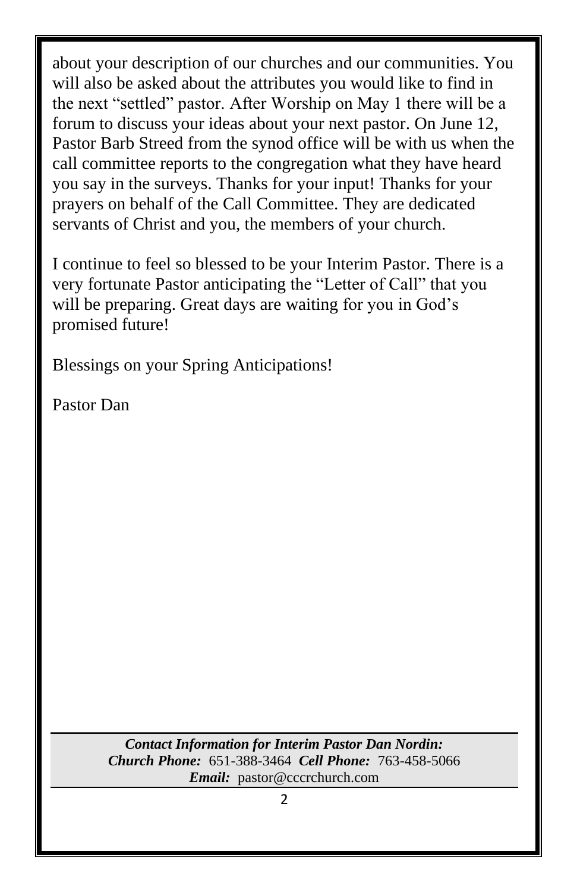about your description of our churches and our communities. You will also be asked about the attributes you would like to find in the next “settled” pastor. After Worship on May 1 there will be a forum to discuss your ideas about your next pastor. On June 12, Pastor Barb Streed from the synod office will be with us when the call committee reports to the congregation what they have heard you say in the surveys. Thanks for your input! Thanks for your prayers on behalf of the Call Committee. They are dedicated servants of Christ and you, the members of your church.

I continue to feel so blessed to be your Interim Pastor. There is a very fortunate Pastor anticipating the “Letter of Call” that you will be preparing. Great days are waiting for you in God’s promised future!

Blessings on your Spring Anticipations!

Pastor Dan

***Contact Information for Interim Pastor Dan Nordin:***
***Church Phone:*** 651-388-3464 ***Cell Phone:*** 763-458-5066
***Email:*** pastor@cccrchurch.com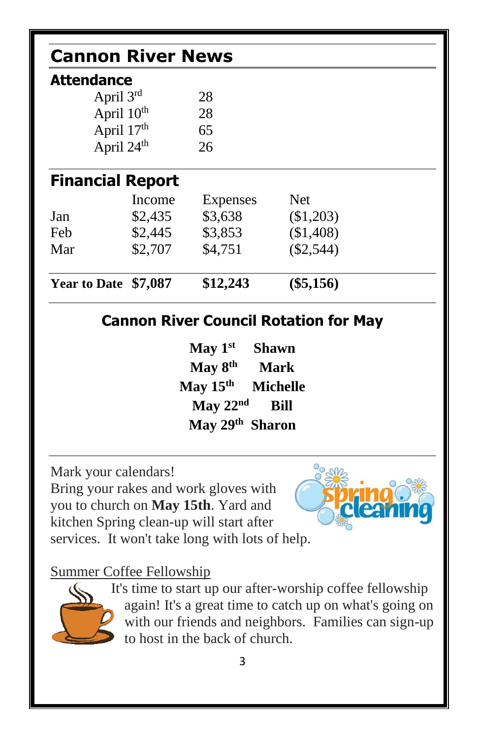# Cannon River News

## Attendance

| | |
|---|---|
| April 3rd | 28 |
| April 10th | 28 |
| April 17th | 65 |
| April 24th | 26 |

## Financial Report

| | Income | Expenses | Net |
|---|---|---|---|
| Jan | $2,435 | $3,638 | ($1,203) |
| Feb | $2,445 | $3,853 | ($1,408) |
| Mar | $2,707 | $4,751 | ($2,544) |
| **Year to Date** | **$7,087** | **$12,243** | **($5,156)** |

## Cannon River Council Rotation for May

| | |
|---|---|
| **May 1st** | **Shawn** |
| **May 8th** | **Mark** |
| **May 15th** | **Michelle** |
| **May 22nd** | **Bill** |
| **May 29th** | **Sharon** |

Mark your calendars!
Bring your rakes and work gloves with you to church on **May 15th**. Yard and kitchen Spring clean-up will start after services. It won't take long with lots of help.

Summer Coffee Fellowship

It's time to start up our after-worship coffee fellowship again! It's a great time to catch up on what's going on with our friends and neighbors. Families can sign-up to host in the back of church.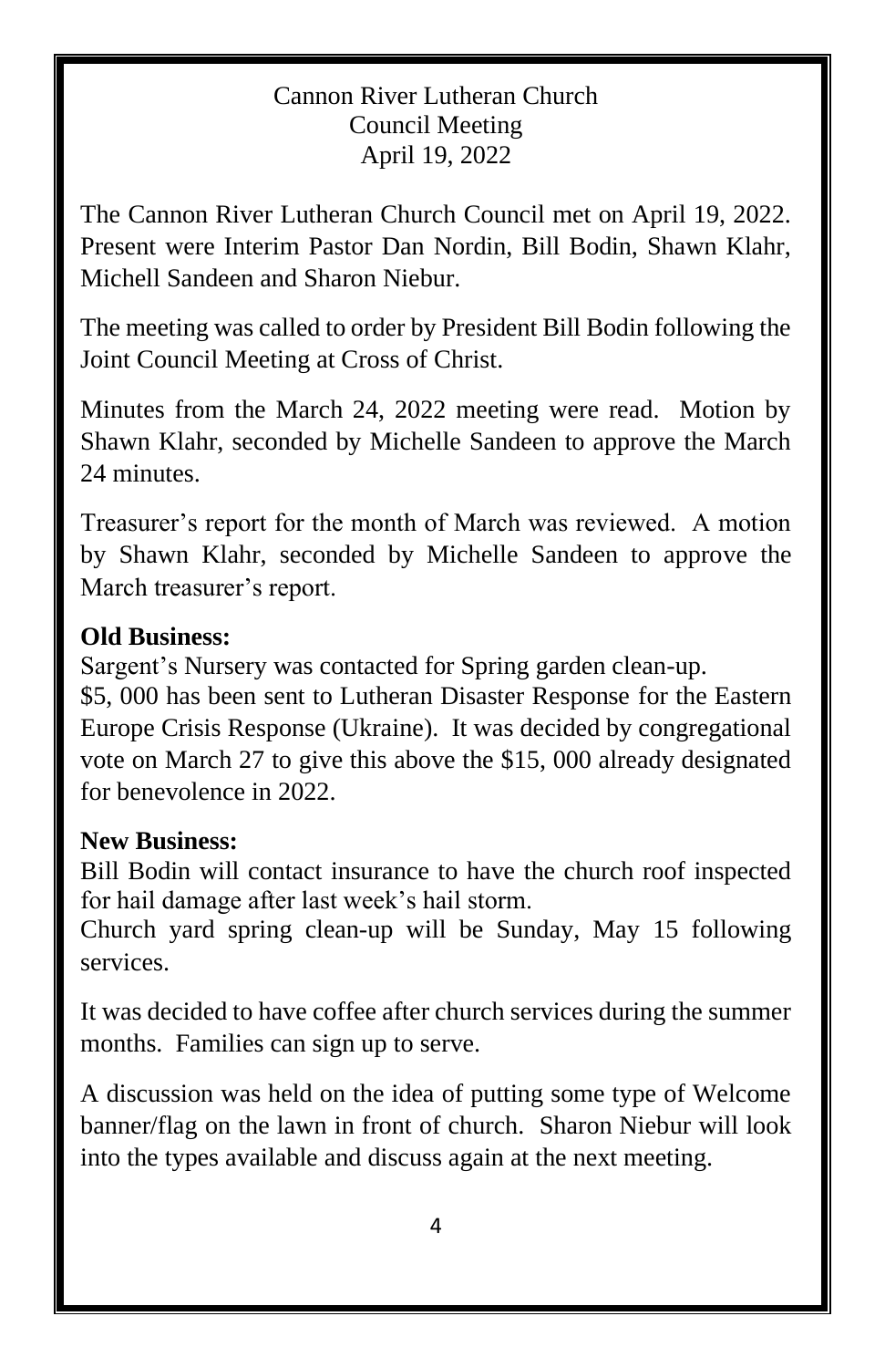Cannon River Lutheran Church
Council Meeting
April 19, 2022

The Cannon River Lutheran Church Council met on April 19, 2022. Present were Interim Pastor Dan Nordin, Bill Bodin, Shawn Klahr, Michell Sandeen and Sharon Niebur.

The meeting was called to order by President Bill Bodin following the Joint Council Meeting at Cross of Christ.

Minutes from the March 24, 2022 meeting were read. Motion by Shawn Klahr, seconded by Michelle Sandeen to approve the March 24 minutes.

Treasurer's report for the month of March was reviewed. A motion by Shawn Klahr, seconded by Michelle Sandeen to approve the March treasurer's report.

**Old Business:**
Sargent's Nursery was contacted for Spring garden clean-up.
$5, 000 has been sent to Lutheran Disaster Response for the Eastern Europe Crisis Response (Ukraine). It was decided by congregational vote on March 27 to give this above the $15, 000 already designated for benevolence in 2022.

**New Business:**
Bill Bodin will contact insurance to have the church roof inspected for hail damage after last week's hail storm.
Church yard spring clean-up will be Sunday, May 15 following services.

It was decided to have coffee after church services during the summer months. Families can sign up to serve.

A discussion was held on the idea of putting some type of Welcome banner/flag on the lawn in front of church. Sharon Niebur will look into the types available and discuss again at the next meeting.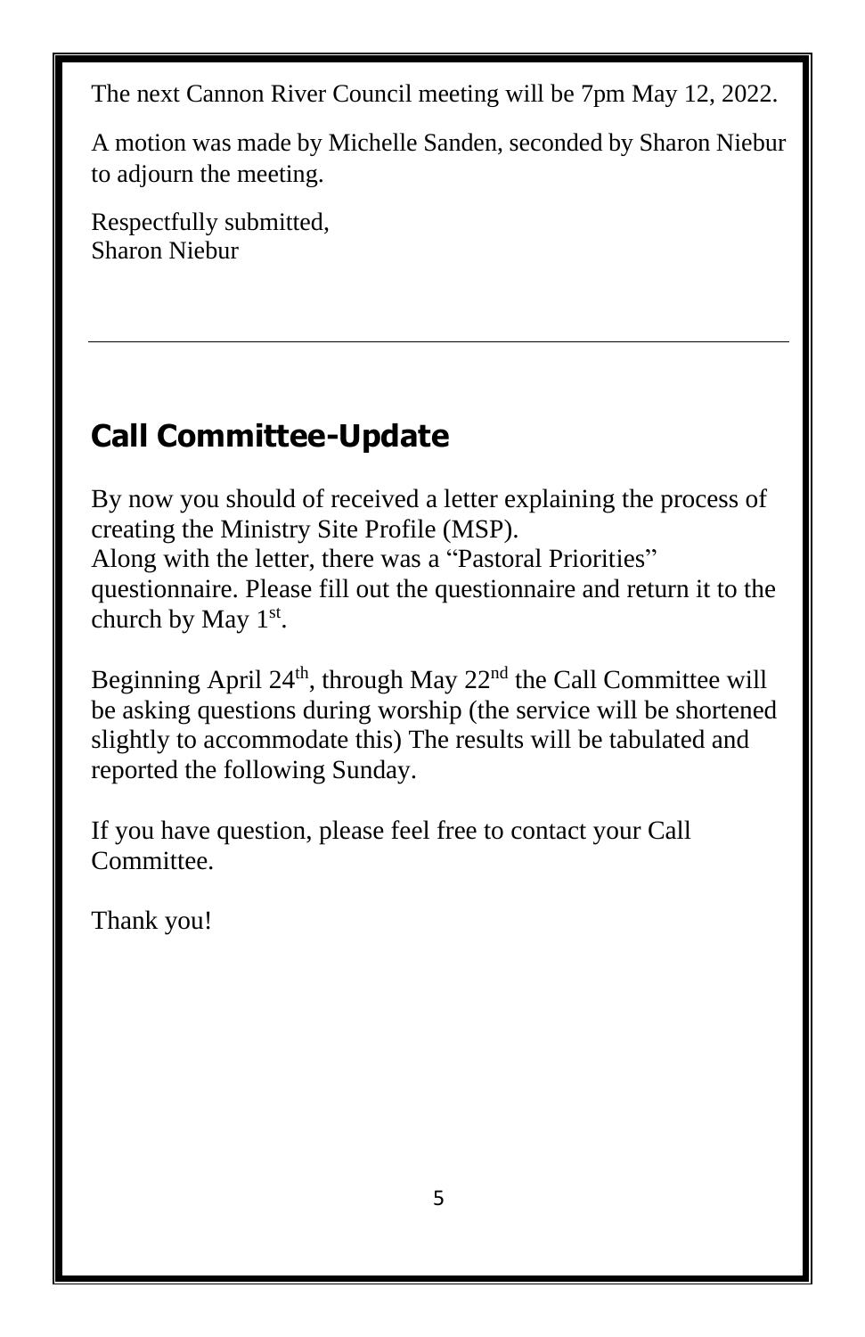The next Cannon River Council meeting will be 7pm May 12, 2022.

A motion was made by Michelle Sanden, seconded by Sharon Niebur to adjourn the meeting.

Respectfully submitted,
Sharon Niebur

---

## Call Committee-Update

By now you should of received a letter explaining the process of creating the Ministry Site Profile (MSP).
Along with the letter, there was a "Pastoral Priorities" questionnaire. Please fill out the questionnaire and return it to the church by May 1st.

Beginning April 24th, through May 22nd the Call Committee will be asking questions during worship (the service will be shortened slightly to accommodate this) The results will be tabulated and reported the following Sunday.

If you have question, please feel free to contact your Call Committee.

Thank you!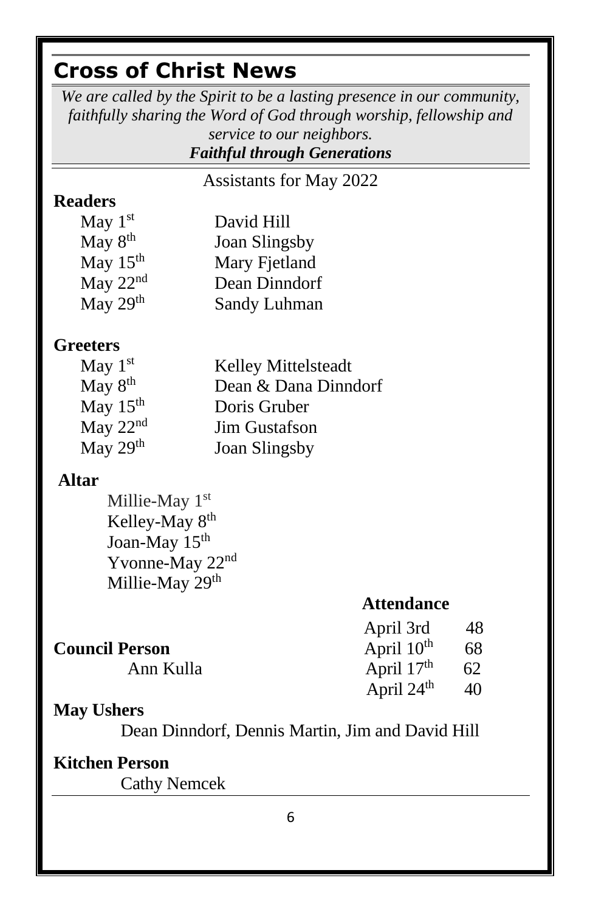## Cross of Christ News

*We are called by the Spirit to be a lasting presence in our community, faithfully sharing the Word of God through worship, fellowship and service to our neighbors.*
***Faithful through Generations***

Assistants for May 2022

**Readers**

| | |
|---|---|
| May 1st | David Hill |
| May 8th | Joan Slingsby |
| May 15th | Mary Fjetland |
| May 22nd | Dean Dinndorf |
| May 29th | Sandy Luhman |

**Greeters**

| | |
|---|---|
| May 1st | Kelley Mittelsteadt |
| May 8th | Dean & Dana Dinndorf |
| May 15th | Doris Gruber |
| May 22nd | Jim Gustafson |
| May 29th | Joan Slingsby |

**Altar**

Millie-May 1st
Kelley-May 8th
Joan-May 15th
Yvonne-May 22nd
Millie-May 29th

**Attendance**

| | |
|---|---|
| April 3rd | 48 |
| April 10th | 68 |
| April 17th | 62 |
| April 24th | 40 |

**Council Person**

Ann Kulla

**May Ushers**

Dean Dinndorf, Dennis Martin, Jim and David Hill

**Kitchen Person**

Cathy Nemcek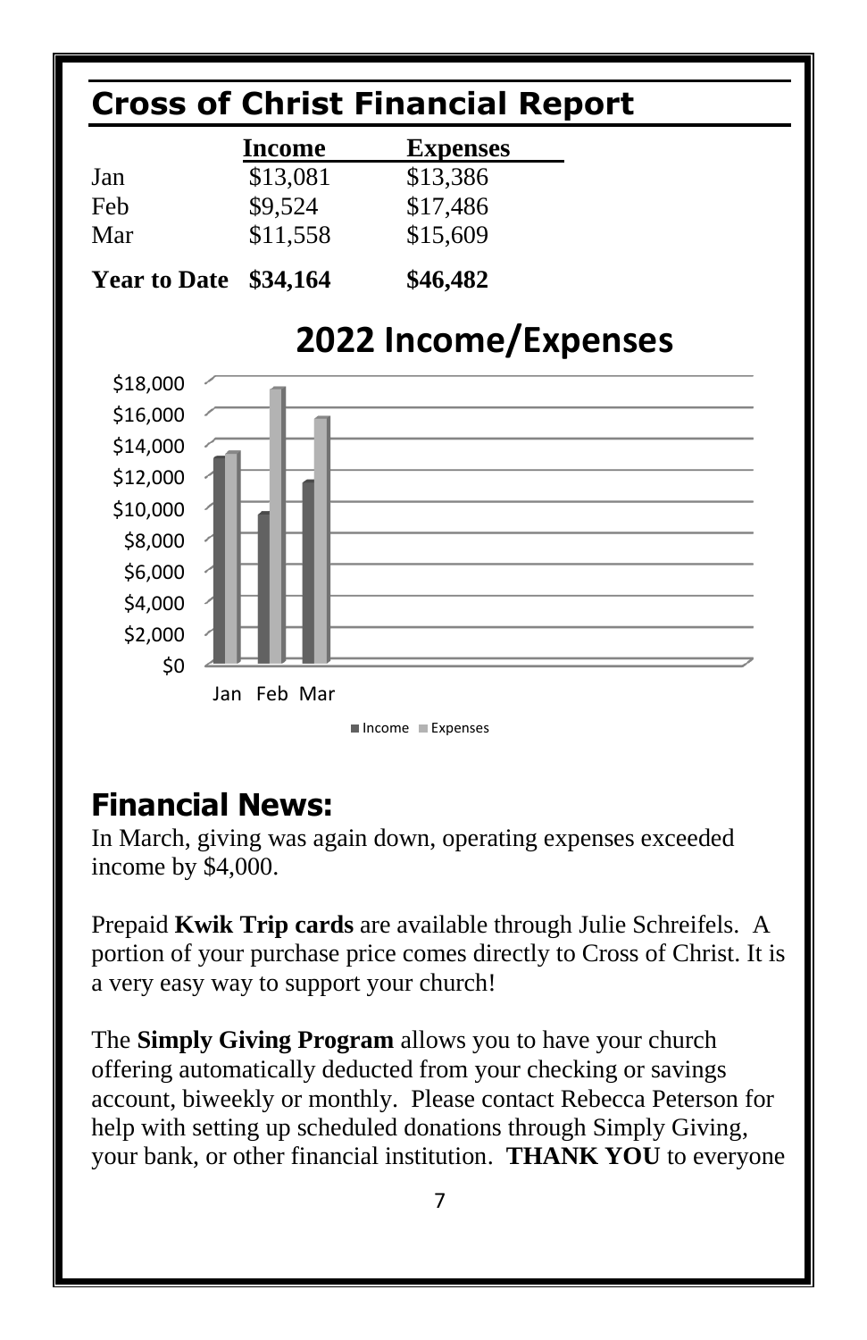## Cross of Christ Financial Report

| | Income | Expenses |
|---|---|---|
| Jan | $13,081 | $13,386 |
| Feb | $9,524 | $17,486 |
| Mar | $11,558 | $15,609 |
| **Year to Date** | **$34,164** | **$46,482** |

### 2022 Income/Expenses

## Financial News:

In March, giving was again down, operating expenses exceeded income by $4,000.

Prepaid **Kwik Trip cards** are available through Julie Schreifels. A portion of your purchase price comes directly to Cross of Christ. It is a very easy way to support your church!

The **Simply Giving Program** allows you to have your church offering automatically deducted from your checking or savings account, biweekly or monthly. Please contact Rebecca Peterson for help with setting up scheduled donations through Simply Giving, your bank, or other financial institution. **THANK YOU** to everyone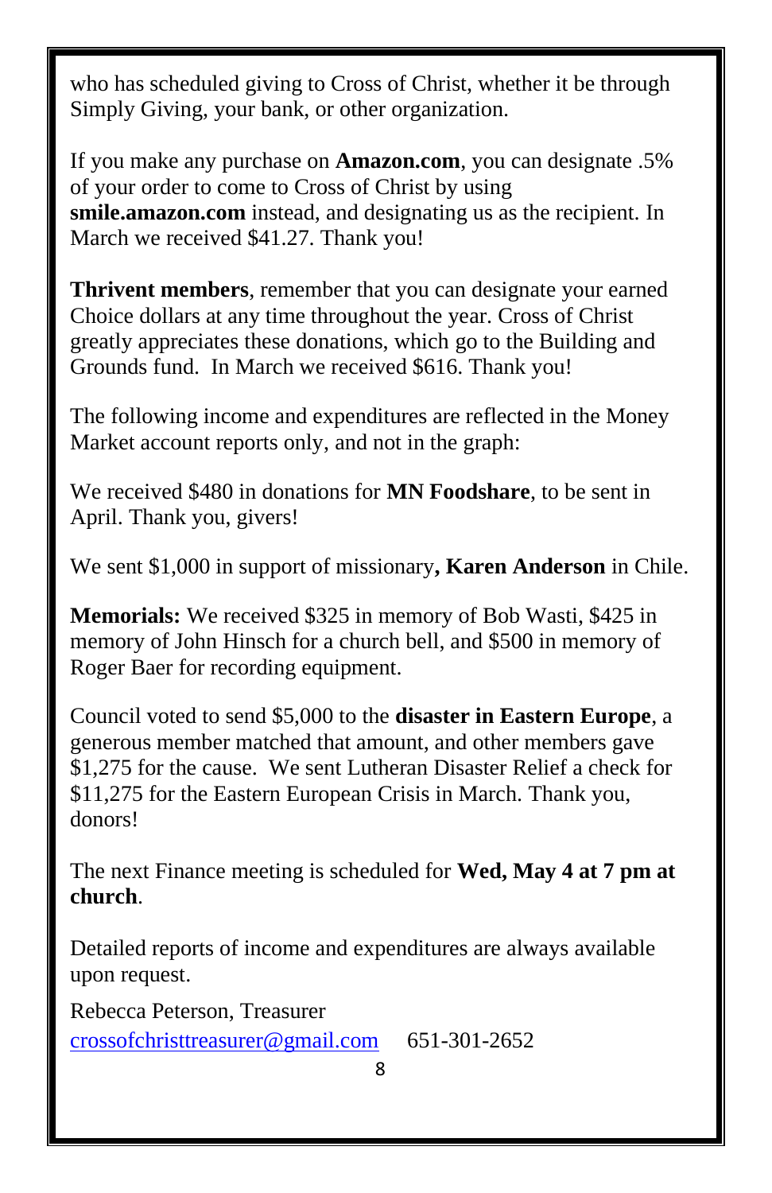who has scheduled giving to Cross of Christ, whether it be through Simply Giving, your bank, or other organization.

If you make any purchase on **Amazon.com**, you can designate .5% of your order to come to Cross of Christ by using **smile.amazon.com** instead, and designating us as the recipient. In March we received $41.27. Thank you!

**Thrivent members**, remember that you can designate your earned Choice dollars at any time throughout the year. Cross of Christ greatly appreciates these donations, which go to the Building and Grounds fund. In March we received $616. Thank you!

The following income and expenditures are reflected in the Money Market account reports only, and not in the graph:

We received $480 in donations for **MN Foodshare**, to be sent in April. Thank you, givers!

We sent $1,000 in support of missionary**, Karen Anderson** in Chile.

**Memorials:** We received $325 in memory of Bob Wasti, $425 in memory of John Hinsch for a church bell, and $500 in memory of Roger Baer for recording equipment.

Council voted to send $5,000 to the **disaster in Eastern Europe**, a generous member matched that amount, and other members gave $1,275 for the cause. We sent Lutheran Disaster Relief a check for $11,275 for the Eastern European Crisis in March. Thank you, donors!

The next Finance meeting is scheduled for **Wed, May 4 at 7 pm at church**.

Detailed reports of income and expenditures are always available upon request.

Rebecca Peterson, Treasurer
crossofchristtreasurer@gmail.com 651-301-2652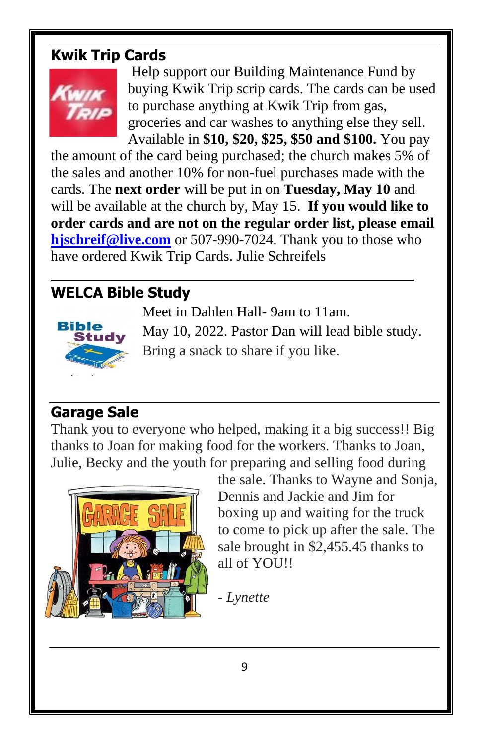## Kwik Trip Cards

Help support our Building Maintenance Fund by buying Kwik Trip scrip cards. The cards can be used to purchase anything at Kwik Trip from gas, groceries and car washes to anything else they sell. Available in **$10, $20, $25, $50 and $100.** You pay the amount of the card being purchased; the church makes 5% of the sales and another 10% for non-fuel purchases made with the cards. The **next order** will be put in on **Tuesday, May 10** and will be available at the church by, May 15. **If you would like to order cards and are not on the regular order list, please email [hjschreif@live.com](mailto:hjschreif@live.com)** or 507-990-7024. Thank you to those who have ordered Kwik Trip Cards. Julie Schreifels

## WELCA Bible Study

Meet in Dahlen Hall- 9am to 11am.
May 10, 2022. Pastor Dan will lead bible study.
Bring a snack to share if you like.

## Garage Sale

Thank you to everyone who helped, making it a big success!! Big thanks to Joan for making food for the workers. Thanks to Joan, Julie, Becky and the youth for preparing and selling food during the sale. Thanks to Wayne and Sonja, Dennis and Jackie and Jim for boxing up and waiting for the truck to come to pick up after the sale. The sale brought in $2,455.45 thanks to all of YOU!!

*- Lynette*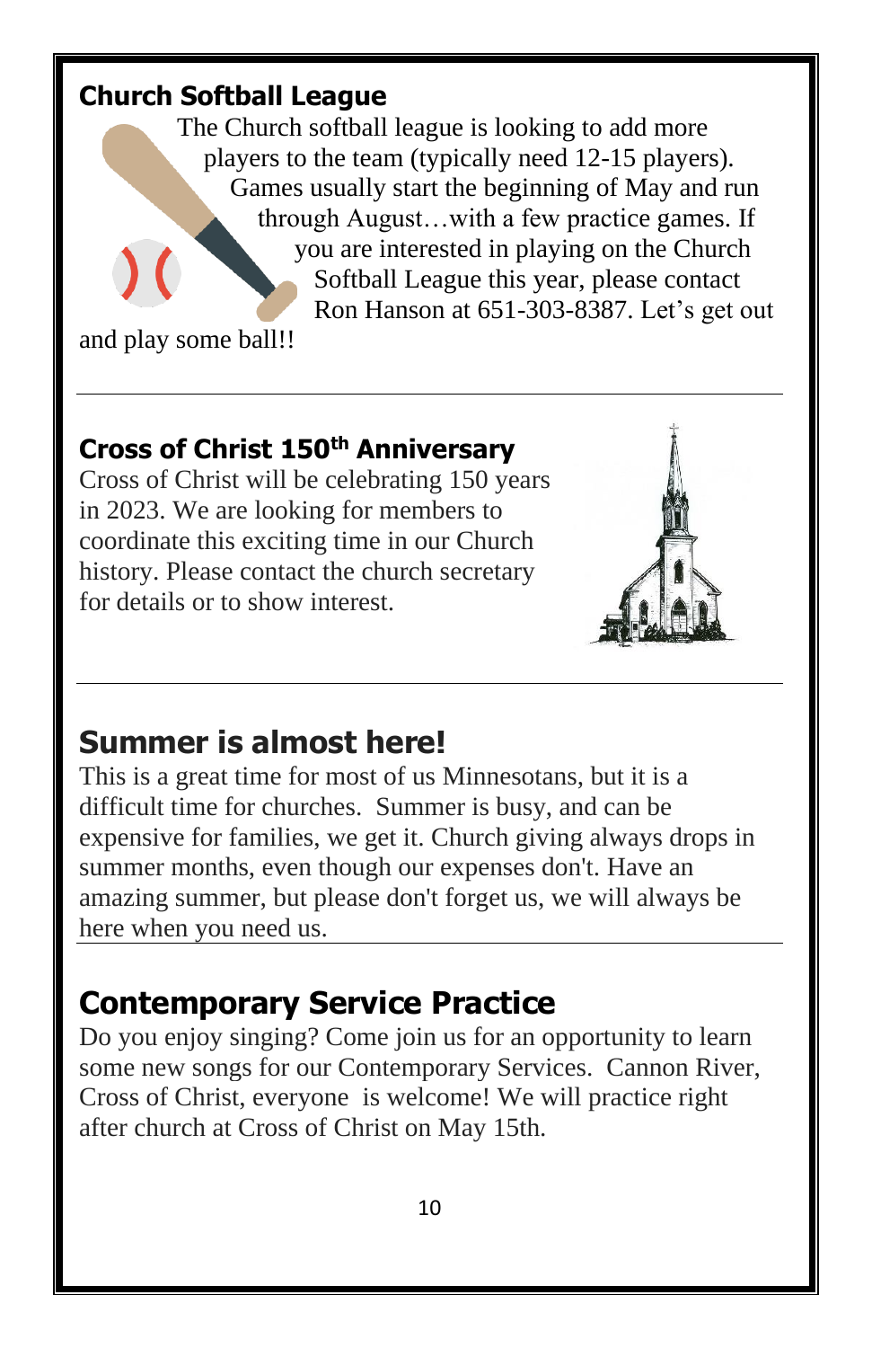## Church Softball League

The Church softball league is looking to add more players to the team (typically need 12-15 players). Games usually start the beginning of May and run through August…with a few practice games. If you are interested in playing on the Church Softball League this year, please contact Ron Hanson at 651-303-8387. Let's get out and play some ball!!

---

## Cross of Christ 150th Anniversary

Cross of Christ will be celebrating 150 years in 2023. We are looking for members to coordinate this exciting time in our Church history. Please contact the church secretary for details or to show interest.

---

## Summer is almost here!

This is a great time for most of us Minnesotans, but it is a difficult time for churches. Summer is busy, and can be expensive for families, we get it. Church giving always drops in summer months, even though our expenses don't. Have an amazing summer, but please don't forget us, we will always be here when you need us.

---

## Contemporary Service Practice

Do you enjoy singing? Come join us for an opportunity to learn some new songs for our Contemporary Services. Cannon River, Cross of Christ, everyone is welcome! We will practice right after church at Cross of Christ on May 15th.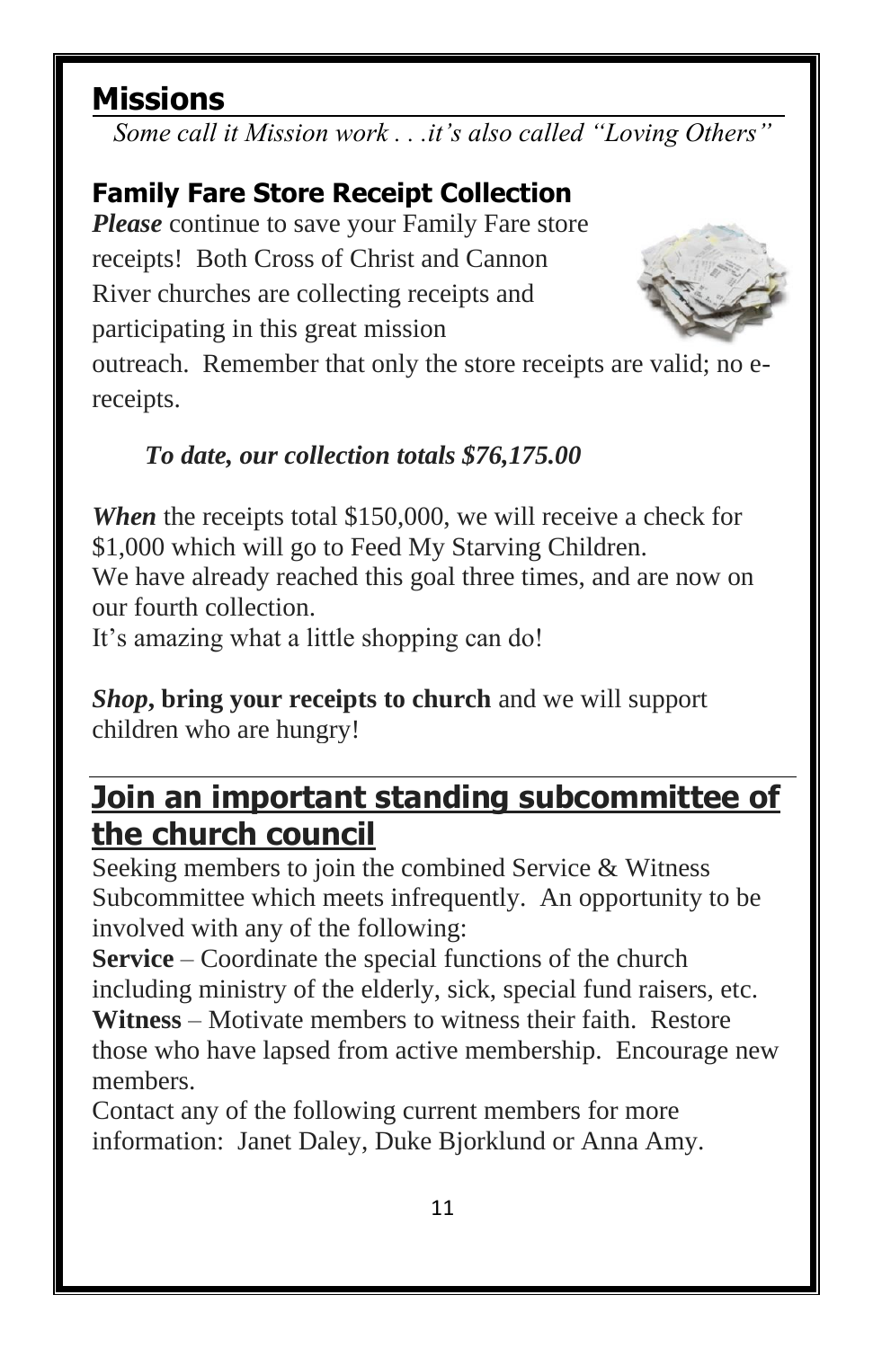## Missions

*Some call it Mission work . . .it's also called "Loving Others"*

### Family Fare Store Receipt Collection

***Please*** continue to save your Family Fare store receipts! Both Cross of Christ and Cannon River churches are collecting receipts and participating in this great mission outreach. Remember that only the store receipts are valid; no e-receipts.

***To date, our collection totals $76,175.00***

***When*** the receipts total $150,000, we will receive a check for $1,000 which will go to Feed My Starving Children.
We have already reached this goal three times, and are now on our fourth collection.
It's amazing what a little shopping can do!

***Shop*, bring your receipts to church** and we will support children who are hungry!

## Join an important standing subcommittee of the church council

Seeking members to join the combined Service & Witness Subcommittee which meets infrequently. An opportunity to be involved with any of the following:

**Service** – Coordinate the special functions of the church including ministry of the elderly, sick, special fund raisers, etc.
**Witness** – Motivate members to witness their faith. Restore those who have lapsed from active membership. Encourage new members.

Contact any of the following current members for more information: Janet Daley, Duke Bjorklund or Anna Amy.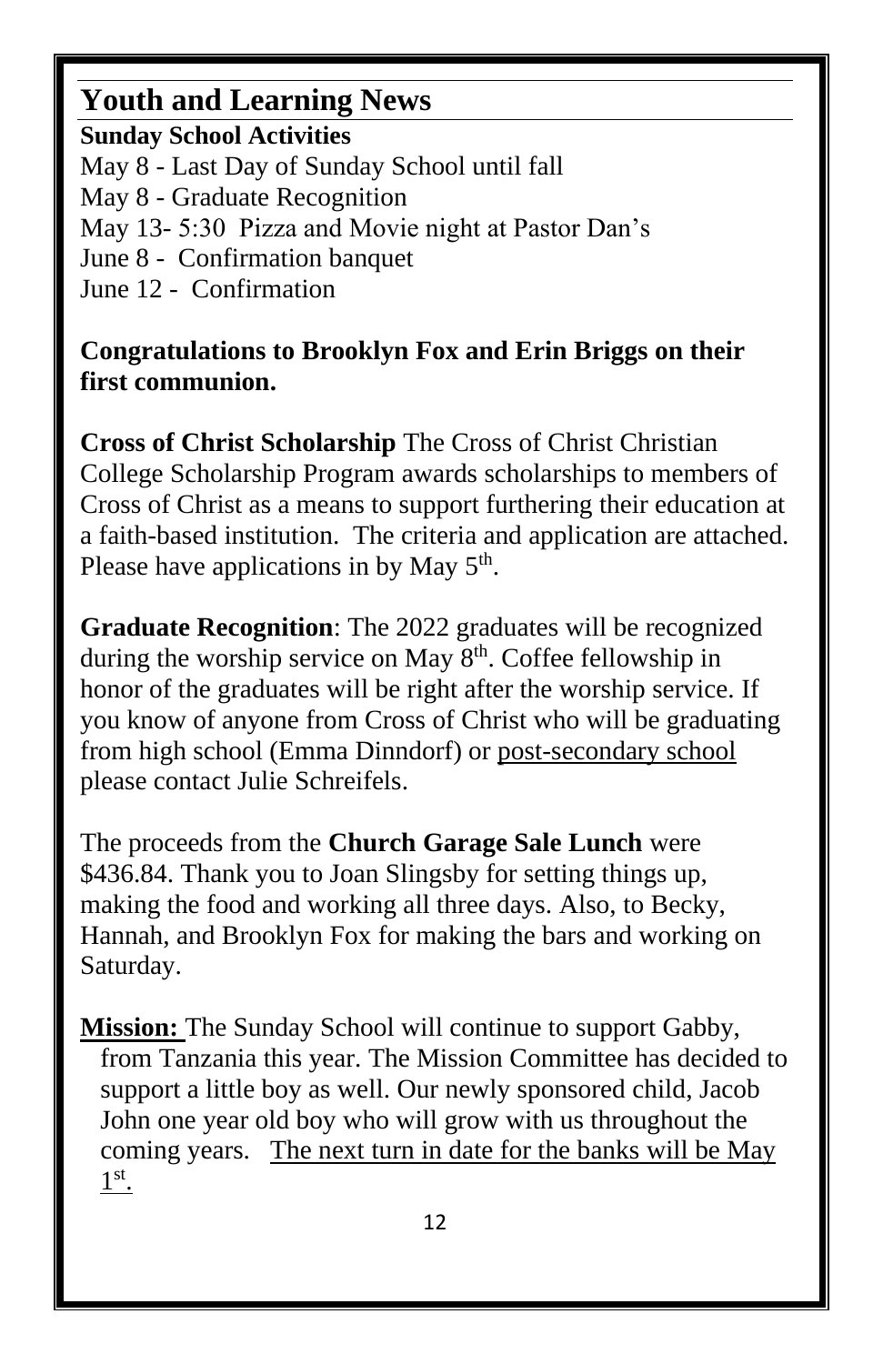## Youth and Learning News

**Sunday School Activities**

May 8 - Last Day of Sunday School until fall
May 8 - Graduate Recognition
May 13- 5:30 Pizza and Movie night at Pastor Dan's
June 8 - Confirmation banquet
June 12 - Confirmation

**Congratulations to Brooklyn Fox and Erin Briggs on their first communion.**

**Cross of Christ Scholarship** The Cross of Christ Christian College Scholarship Program awards scholarships to members of Cross of Christ as a means to support furthering their education at a faith-based institution. The criteria and application are attached. Please have applications in by May 5th.

**Graduate Recognition**: The 2022 graduates will be recognized during the worship service on May 8th. Coffee fellowship in honor of the graduates will be right after the worship service. If you know of anyone from Cross of Christ who will be graduating from high school (Emma Dinndorf) or post-secondary school please contact Julie Schreifels.

The proceeds from the **Church Garage Sale Lunch** were $436.84. Thank you to Joan Slingsby for setting things up, making the food and working all three days. Also, to Becky, Hannah, and Brooklyn Fox for making the bars and working on Saturday.

**Mission:** The Sunday School will continue to support Gabby, from Tanzania this year. The Mission Committee has decided to support a little boy as well. Our newly sponsored child, Jacob John one year old boy who will grow with us throughout the coming years. The next turn in date for the banks will be May 1st.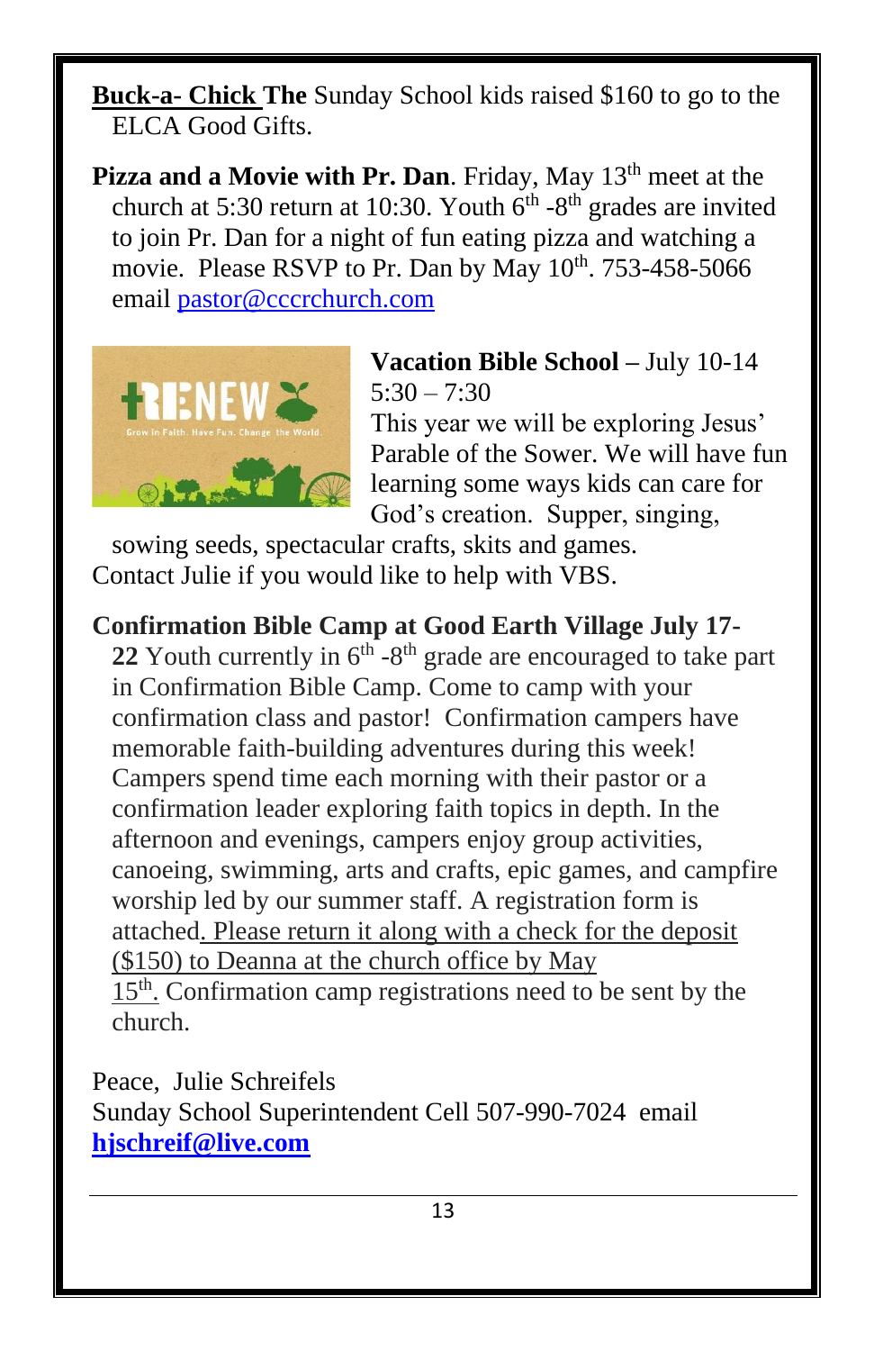**Buck-a- Chick The** Sunday School kids raised $160 to go to the ELCA Good Gifts.

**Pizza and a Movie with Pr. Dan**. Friday, May 13th meet at the church at 5:30 return at 10:30. Youth 6th -8th grades are invited to join Pr. Dan for a night of fun eating pizza and watching a movie. Please RSVP to Pr. Dan by May 10th. 753-458-5066 email pastor@cccrchurch.com

**Vacation Bible School –** July 10-14 5:30 – 7:30
This year we will be exploring Jesus' Parable of the Sower. We will have fun learning some ways kids can care for God's creation. Supper, singing, sowing seeds, spectacular crafts, skits and games.
Contact Julie if you would like to help with VBS.

**Confirmation Bible Camp at Good Earth Village July 17-22** Youth currently in 6th -8th grade are encouraged to take part in Confirmation Bible Camp. Come to camp with your confirmation class and pastor! Confirmation campers have memorable faith-building adventures during this week! Campers spend time each morning with their pastor or a confirmation leader exploring faith topics in depth. In the afternoon and evenings, campers enjoy group activities, canoeing, swimming, arts and crafts, epic games, and campfire worship led by our summer staff. A registration form is attached. Please return it along with a check for the deposit ($150) to Deanna at the church office by May 15th. Confirmation camp registrations need to be sent by the church.

Peace, Julie Schreifels
Sunday School Superintendent Cell 507-990-7024 email **hjschreif@live.com**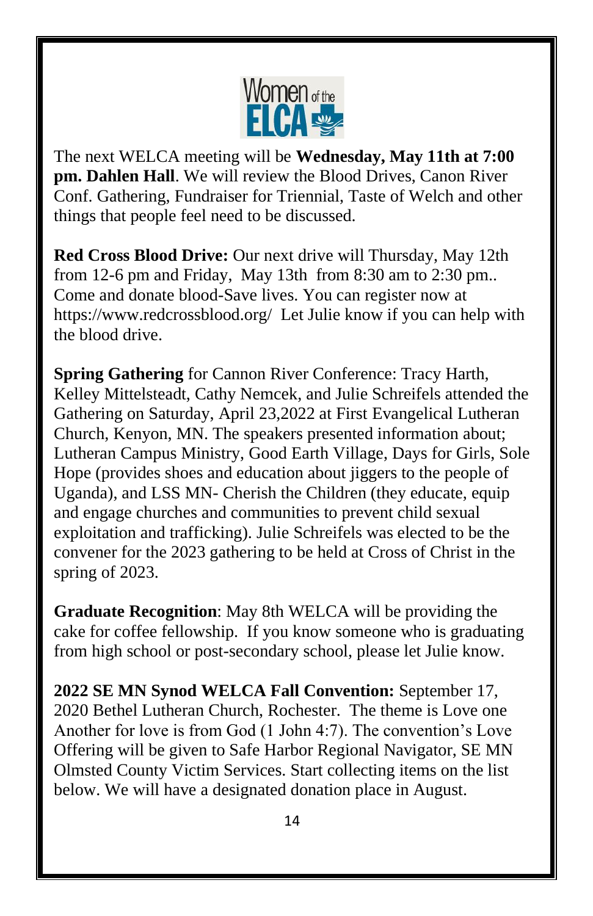The next WELCA meeting will be **Wednesday, May 11th at 7:00 pm. Dahlen Hall**. We will review the Blood Drives, Canon River Conf. Gathering, Fundraiser for Triennial, Taste of Welch and other things that people feel need to be discussed.

**Red Cross Blood Drive:** Our next drive will Thursday, May 12th from 12-6 pm and Friday, May 13th from 8:30 am to 2:30 pm.. Come and donate blood-Save lives. You can register now at https://www.redcrossblood.org/ Let Julie know if you can help with the blood drive.

**Spring Gathering** for Cannon River Conference: Tracy Harth, Kelley Mittelsteadt, Cathy Nemcek, and Julie Schreifels attended the Gathering on Saturday, April 23,2022 at First Evangelical Lutheran Church, Kenyon, MN. The speakers presented information about; Lutheran Campus Ministry, Good Earth Village, Days for Girls, Sole Hope (provides shoes and education about jiggers to the people of Uganda), and LSS MN- Cherish the Children (they educate, equip and engage churches and communities to prevent child sexual exploitation and trafficking). Julie Schreifels was elected to be the convener for the 2023 gathering to be held at Cross of Christ in the spring of 2023.

**Graduate Recognition**: May 8th WELCA will be providing the cake for coffee fellowship. If you know someone who is graduating from high school or post-secondary school, please let Julie know.

**2022 SE MN Synod WELCA Fall Convention:** September 17, 2020 Bethel Lutheran Church, Rochester. The theme is Love one Another for love is from God (1 John 4:7). The convention's Love Offering will be given to Safe Harbor Regional Navigator, SE MN Olmsted County Victim Services. Start collecting items on the list below. We will have a designated donation place in August.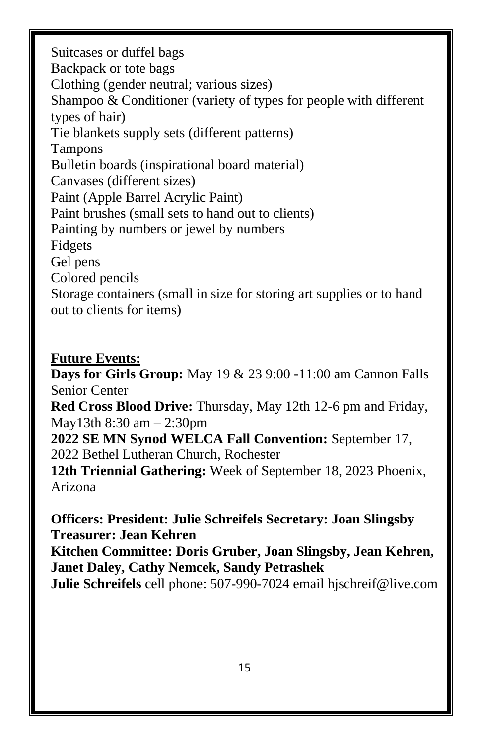Suitcases or duffel bags
Backpack or tote bags
Clothing (gender neutral; various sizes)
Shampoo & Conditioner (variety of types for people with different types of hair)
Tie blankets supply sets (different patterns)
Tampons
Bulletin boards (inspirational board material)
Canvases (different sizes)
Paint (Apple Barrel Acrylic Paint)
Paint brushes (small sets to hand out to clients)
Painting by numbers or jewel by numbers
Fidgets
Gel pens
Colored pencils
Storage containers (small in size for storing art supplies or to hand out to clients for items)

**<u>Future Events:</u>**

**Days for Girls Group:** May 19 & 23 9:00 -11:00 am Cannon Falls Senior Center
**Red Cross Blood Drive:** Thursday, May 12th 12-6 pm and Friday, May13th 8:30 am – 2:30pm
**2022 SE MN Synod WELCA Fall Convention:** September 17, 2022 Bethel Lutheran Church, Rochester
**12th Triennial Gathering:** Week of September 18, 2023 Phoenix, Arizona

**Officers: President: Julie Schreifels Secretary: Joan Slingsby Treasurer: Jean Kehren**
**Kitchen Committee: Doris Gruber, Joan Slingsby, Jean Kehren, Janet Daley, Cathy Nemcek, Sandy Petrashek**
**Julie Schreifels** cell phone: 507-990-7024 email hjschreif@live.com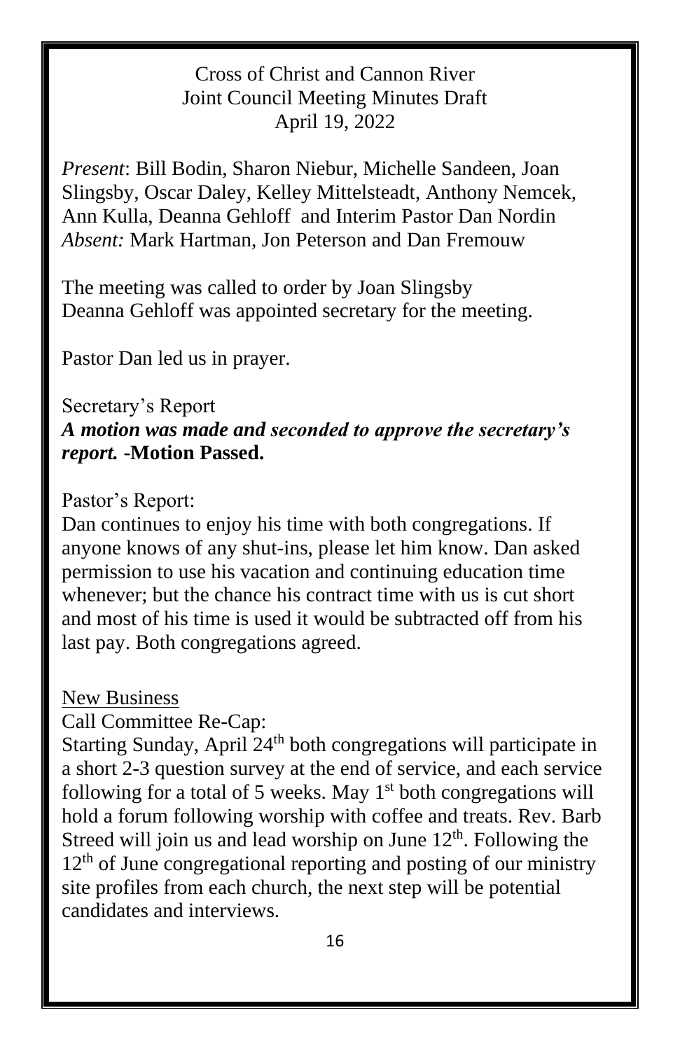Cross of Christ and Cannon River
Joint Council Meeting Minutes Draft
April 19, 2022

*Present*: Bill Bodin, Sharon Niebur, Michelle Sandeen, Joan Slingsby, Oscar Daley, Kelley Mittelsteadt, Anthony Nemcek, Ann Kulla, Deanna Gehloff and Interim Pastor Dan Nordin
*Absent:* Mark Hartman, Jon Peterson and Dan Fremouw

The meeting was called to order by Joan Slingsby
Deanna Gehloff was appointed secretary for the meeting.

Pastor Dan led us in prayer.

Secretary's Report
***A motion was made and seconded to approve the secretary's report.*** **-Motion Passed.**

Pastor's Report:
Dan continues to enjoy his time with both congregations. If anyone knows of any shut-ins, please let him know. Dan asked permission to use his vacation and continuing education time whenever; but the chance his contract time with us is cut short and most of his time is used it would be subtracted off from his last pay. Both congregations agreed.

New Business
Call Committee Re-Cap:
Starting Sunday, April 24th both congregations will participate in a short 2-3 question survey at the end of service, and each service following for a total of 5 weeks. May 1st both congregations will hold a forum following worship with coffee and treats. Rev. Barb Streed will join us and lead worship on June 12th. Following the 12th of June congregational reporting and posting of our ministry site profiles from each church, the next step will be potential candidates and interviews.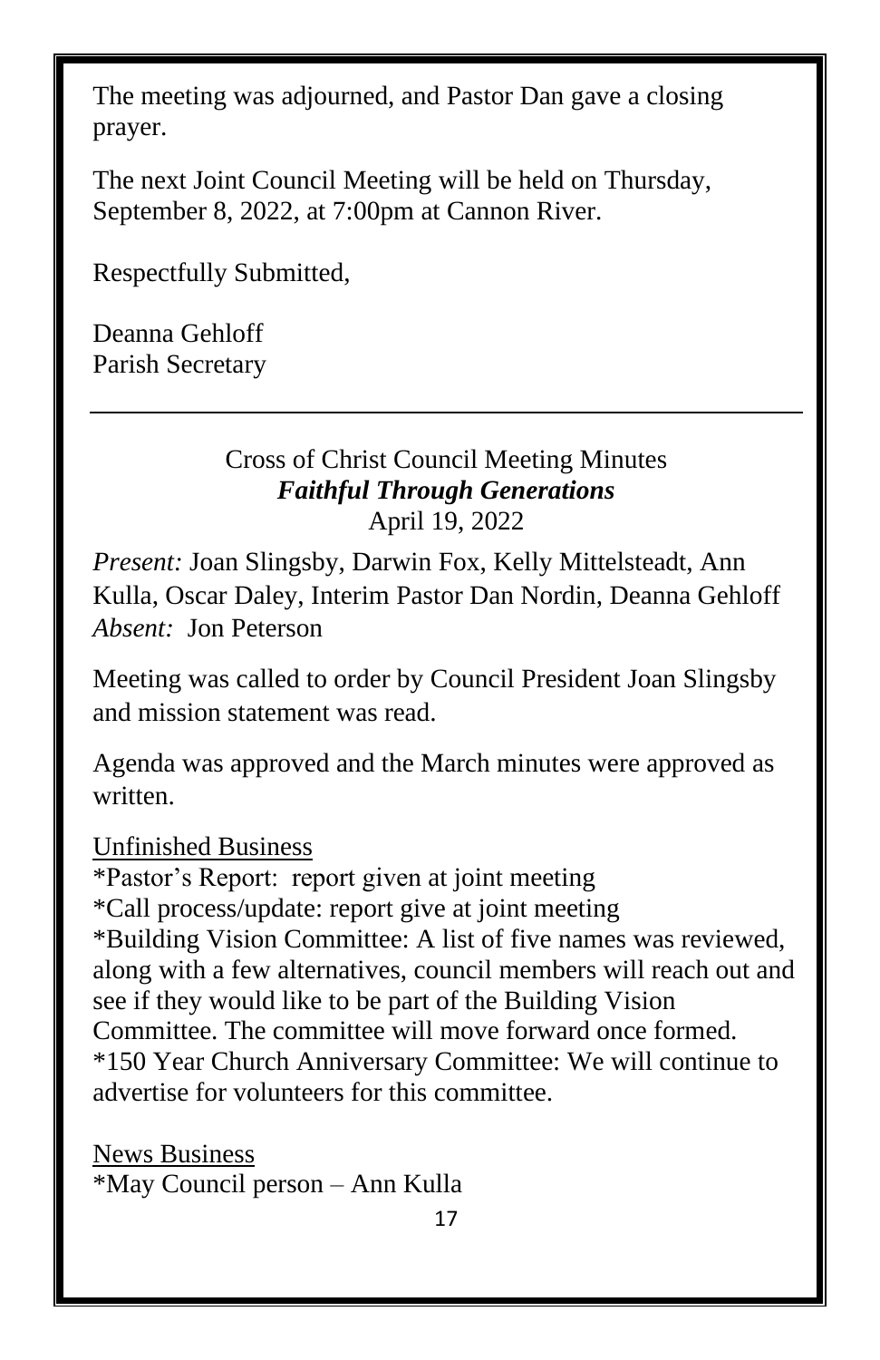The meeting was adjourned, and Pastor Dan gave a closing prayer.

The next Joint Council Meeting will be held on Thursday, September 8, 2022, at 7:00pm at Cannon River.

Respectfully Submitted,

Deanna Gehloff  
Parish Secretary

---

Cross of Christ Council Meeting Minutes  
***Faithful Through Generations***  
April 19, 2022

*Present:* Joan Slingsby, Darwin Fox, Kelly Mittelsteadt, Ann Kulla, Oscar Daley, Interim Pastor Dan Nordin, Deanna Gehloff  
*Absent:* Jon Peterson

Meeting was called to order by Council President Joan Slingsby and mission statement was read.

Agenda was approved and the March minutes were approved as written.

<u>Unfinished Business</u>  
*Pastor's Report: report given at joint meeting  
*Call process/update: report give at joint meeting  
*Building Vision Committee: A list of five names was reviewed, along with a few alternatives, council members will reach out and see if they would like to be part of the Building Vision Committee. The committee will move forward once formed.  
*150 Year Church Anniversary Committee: We will continue to advertise for volunteers for this committee.

<u>News Business</u>  
*May Council person – Ann Kulla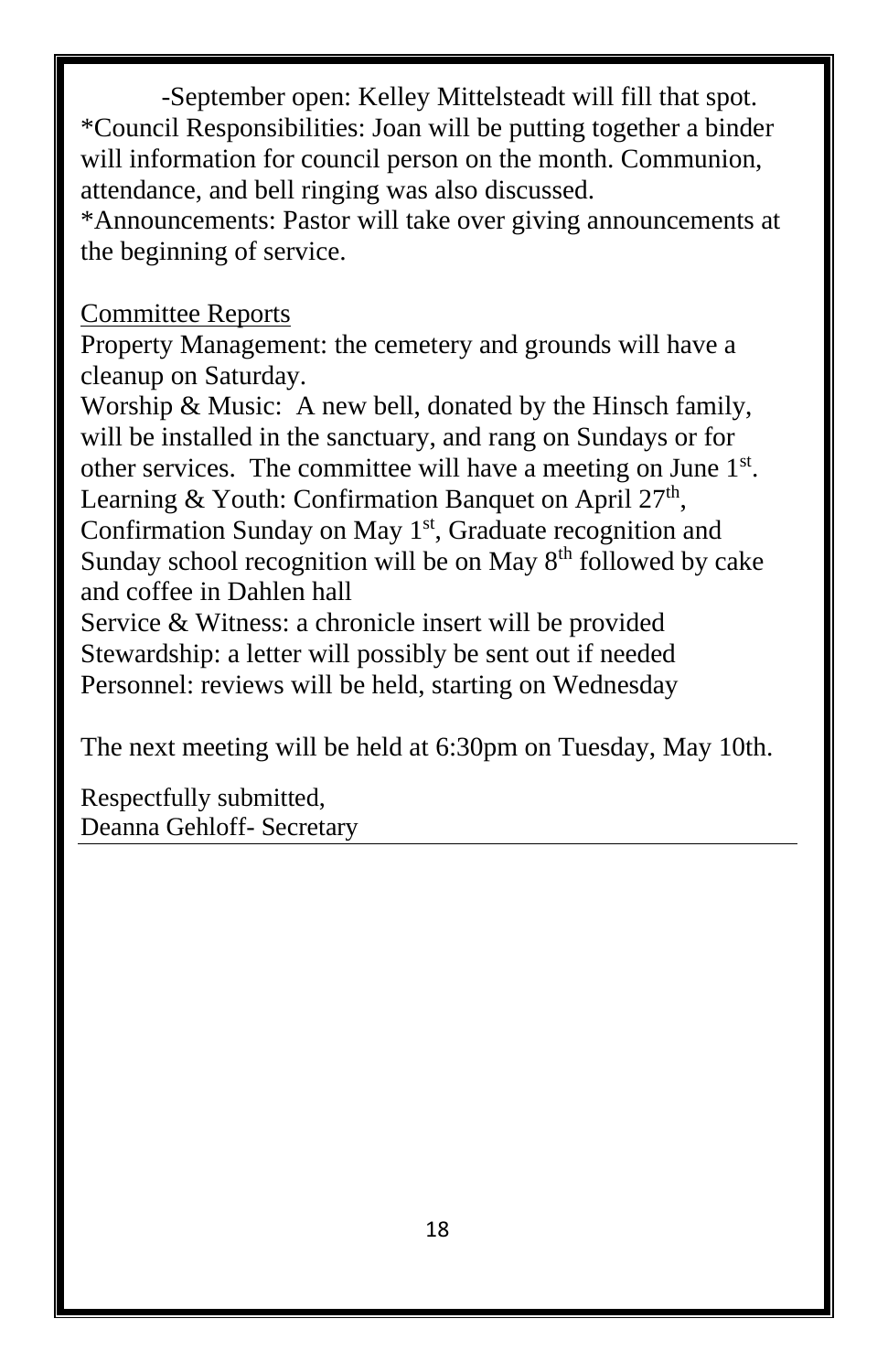-September open: Kelley Mittelsteadt will fill that spot.
*Council Responsibilities: Joan will be putting together a binder will information for council person on the month. Communion, attendance, and bell ringing was also discussed.
*Announcements: Pastor will take over giving announcements at the beginning of service.

Committee Reports

Property Management: the cemetery and grounds will have a cleanup on Saturday.
Worship & Music: A new bell, donated by the Hinsch family, will be installed in the sanctuary, and rang on Sundays or for other services. The committee will have a meeting on June 1st.
Learning & Youth: Confirmation Banquet on April 27th, Confirmation Sunday on May 1st, Graduate recognition and Sunday school recognition will be on May 8th followed by cake and coffee in Dahlen hall
Service & Witness: a chronicle insert will be provided
Stewardship: a letter will possibly be sent out if needed
Personnel: reviews will be held, starting on Wednesday

The next meeting will be held at 6:30pm on Tuesday, May 10th.

Respectfully submitted,
Deanna Gehloff- Secretary